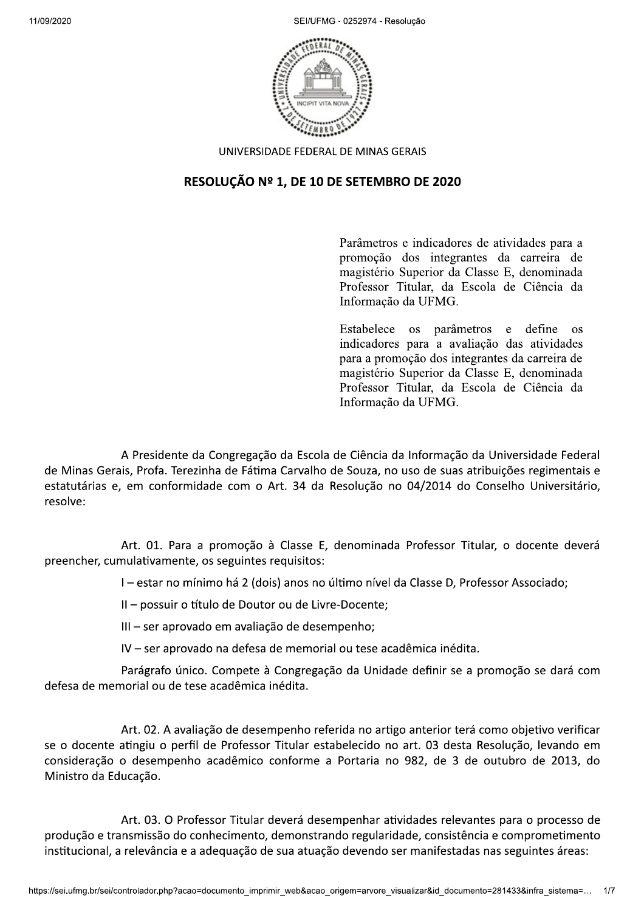UNIVERSIDADE FEDERAL DE MINAS GERAIS

# RESOLUÇÃO Nº 1, DE 10 DE SETEMBRO DE 2020

> Parâmetros e indicadores de atividades para a promoção dos integrantes da carreira de magistério Superior da Classe E, denominada Professor Titular, da Escola de Ciência da Informação da UFMG.
>
> Estabelece os parâmetros e define os indicadores para a avaliação das atividades para a promoção dos integrantes da carreira de magistério Superior da Classe E, denominada Professor Titular, da Escola de Ciência da Informação da UFMG.

A Presidente da Congregação da Escola de Ciência da Informação da Universidade Federal de Minas Gerais, Profa. Terezinha de Fátima Carvalho de Souza, no uso de suas atribuições regimentais e estatutárias e, em conformidade com o Art. 34 da Resolução no 04/2014 do Conselho Universitário, resolve:

Art. 01. Para a promoção à Classe E, denominada Professor Titular, o docente deverá preencher, cumulativamente, os seguintes requisitos:

I – estar no mínimo há 2 (dois) anos no último nível da Classe D, Professor Associado;

II – possuir o título de Doutor ou de Livre-Docente;

III – ser aprovado em avaliação de desempenho;

IV – ser aprovado na defesa de memorial ou tese acadêmica inédita.

Parágrafo único. Compete à Congregação da Unidade definir se a promoção se dará com defesa de memorial ou de tese acadêmica inédita.

Art. 02. A avaliação de desempenho referida no artigo anterior terá como objetivo verificar se o docente atingiu o perfil de Professor Titular estabelecido no art. 03 desta Resolução, levando em consideração o desempenho acadêmico conforme a Portaria no 982, de 3 de outubro de 2013, do Ministro da Educação.

Art. 03. O Professor Titular deverá desempenhar atividades relevantes para o processo de produção e transmissão do conhecimento, demonstrando regularidade, consistência e comprometimento institucional, a relevância e a adequação de sua atuação devendo ser manifestadas nas seguintes áreas: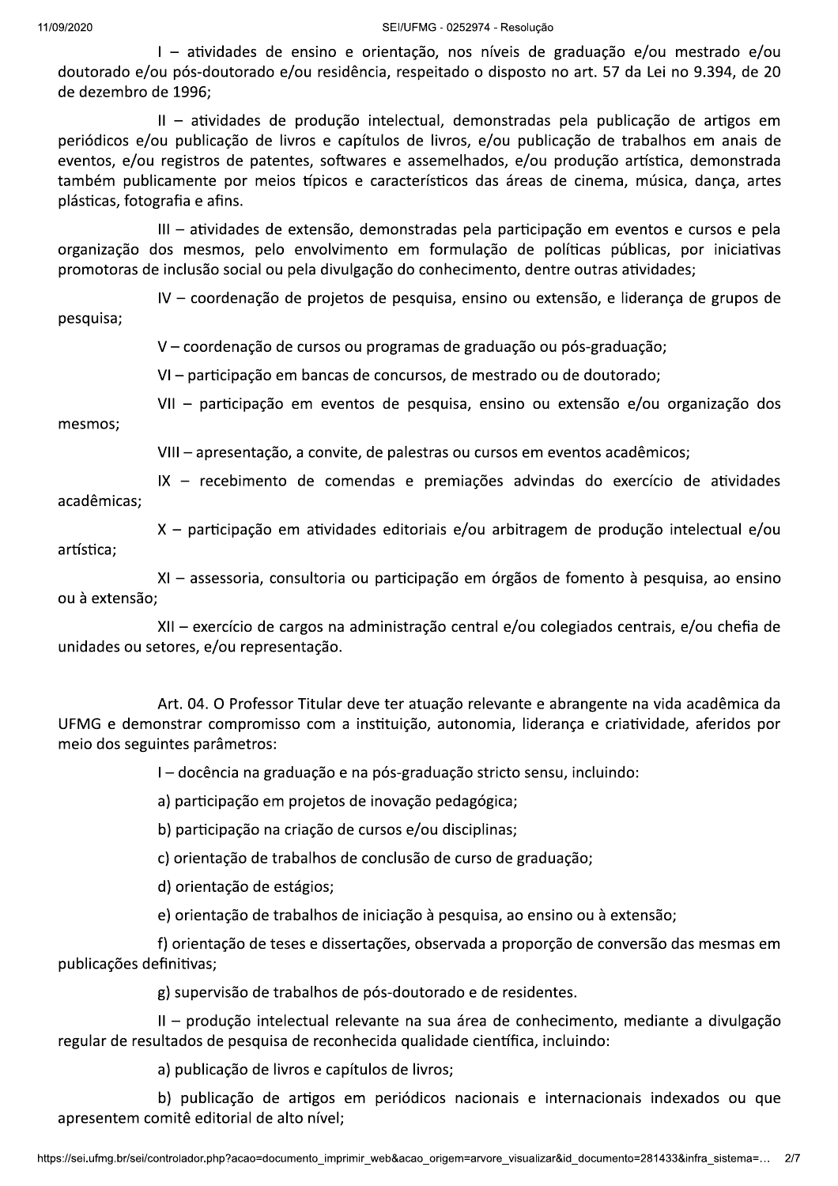I – atividades de ensino e orientação, nos níveis de graduação e/ou mestrado e/ou doutorado e/ou pós-doutorado e/ou residência, respeitado o disposto no art. 57 da Lei no 9.394, de 20 de dezembro de 1996;

II – atividades de produção intelectual, demonstradas pela publicação de artigos em periódicos e/ou publicação de livros e capítulos de livros, e/ou publicação de trabalhos em anais de eventos, e/ou registros de patentes, softwares e assemelhados, e/ou produção artística, demonstrada também publicamente por meios típicos e característicos das áreas de cinema, música, dança, artes plásticas, fotografia e afins.

III – atividades de extensão, demonstradas pela participação em eventos e cursos e pela organização dos mesmos, pelo envolvimento em formulação de políticas públicas, por iniciativas promotoras de inclusão social ou pela divulgação do conhecimento, dentre outras atividades;

IV – coordenação de projetos de pesquisa, ensino ou extensão, e liderança de grupos de pesquisa;

V – coordenação de cursos ou programas de graduação ou pós-graduação;

VI – participação em bancas de concursos, de mestrado ou de doutorado;

VII – participação em eventos de pesquisa, ensino ou extensão e/ou organização dos mesmos;

VIII – apresentação, a convite, de palestras ou cursos em eventos acadêmicos;

IX – recebimento de comendas e premiações advindas do exercício de atividades acadêmicas;

X – participação em atividades editoriais e/ou arbitragem de produção intelectual e/ou artística;

XI – assessoria, consultoria ou participação em órgãos de fomento à pesquisa, ao ensino ou à extensão;

XII – exercício de cargos na administração central e/ou colegiados centrais, e/ou chefia de unidades ou setores, e/ou representação.

Art. 04. O Professor Titular deve ter atuação relevante e abrangente na vida acadêmica da UFMG e demonstrar compromisso com a instituição, autonomia, liderança e criatividade, aferidos por meio dos seguintes parâmetros:

I – docência na graduação e na pós-graduação stricto sensu, incluindo:

a) participação em projetos de inovação pedagógica;

b) participação na criação de cursos e/ou disciplinas;

c) orientação de trabalhos de conclusão de curso de graduação;

d) orientação de estágios;

e) orientação de trabalhos de iniciação à pesquisa, ao ensino ou à extensão;

f) orientação de teses e dissertações, observada a proporção de conversão das mesmas em publicações definitivas;

g) supervisão de trabalhos de pós-doutorado e de residentes.

II – produção intelectual relevante na sua área de conhecimento, mediante a divulgação regular de resultados de pesquisa de reconhecida qualidade científica, incluindo:

a) publicação de livros e capítulos de livros;

b) publicação de artigos em periódicos nacionais e internacionais indexados ou que apresentem comitê editorial de alto nível;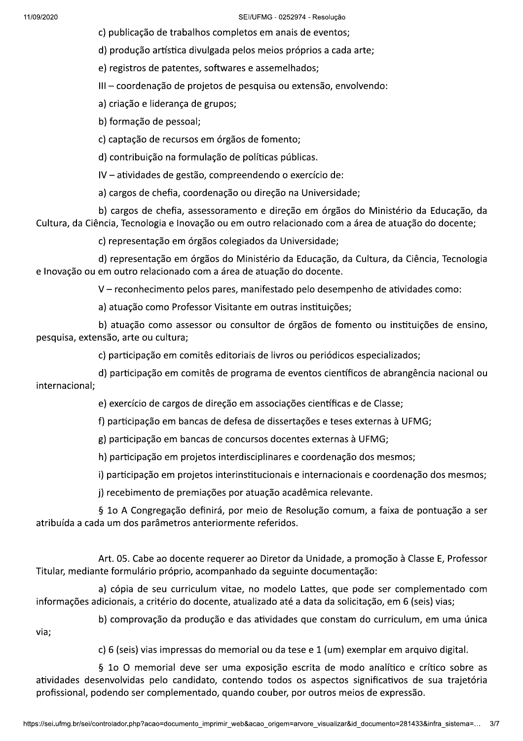c) publicação de trabalhos completos em anais de eventos;

d) produção artística divulgada pelos meios próprios a cada arte;

e) registros de patentes, softwares e assemelhados;

III – coordenação de projetos de pesquisa ou extensão, envolvendo:

a) criação e liderança de grupos;

b) formação de pessoal;

c) captação de recursos em órgãos de fomento;

d) contribuição na formulação de políticas públicas.

IV – atividades de gestão, compreendendo o exercício de:

a) cargos de chefia, coordenação ou direção na Universidade;

b) cargos de chefia, assessoramento e direção em órgãos do Ministério da Educação, da Cultura, da Ciência, Tecnologia e Inovação ou em outro relacionado com a área de atuação do docente;

c) representação em órgãos colegiados da Universidade;

d) representação em órgãos do Ministério da Educação, da Cultura, da Ciência, Tecnologia e Inovação ou em outro relacionado com a área de atuação do docente.

V – reconhecimento pelos pares, manifestado pelo desempenho de atividades como:

a) atuação como Professor Visitante em outras instituições;

b) atuação como assessor ou consultor de órgãos de fomento ou instituições de ensino, pesquisa, extensão, arte ou cultura;

c) participação em comitês editoriais de livros ou periódicos especializados;

d) participação em comitês de programa de eventos científicos de abrangência nacional ou internacional;

e) exercício de cargos de direção em associações científicas e de Classe;

f) participação em bancas de defesa de dissertações e teses externas à UFMG;

g) participação em bancas de concursos docentes externas à UFMG;

h) participação em projetos interdisciplinares e coordenação dos mesmos;

i) participação em projetos interinstitucionais e internacionais e coordenação dos mesmos;

j) recebimento de premiações por atuação acadêmica relevante.

§ 1o A Congregação definirá, por meio de Resolução comum, a faixa de pontuação a ser atribuída a cada um dos parâmetros anteriormente referidos.

Art. 05. Cabe ao docente requerer ao Diretor da Unidade, a promoção à Classe E, Professor Titular, mediante formulário próprio, acompanhado da seguinte documentação:

a) cópia de seu curriculum vitae, no modelo Lattes, que pode ser complementado com informações adicionais, a critério do docente, atualizado até a data da solicitação, em 6 (seis) vias;

b) comprovação da produção e das atividades que constam do curriculum, em uma única via;

c) 6 (seis) vias impressas do memorial ou da tese e 1 (um) exemplar em arquivo digital.

§ 1o O memorial deve ser uma exposição escrita de modo analítico e crítico sobre as atividades desenvolvidas pelo candidato, contendo todos os aspectos significativos de sua trajetória profissional, podendo ser complementado, quando couber, por outros meios de expressão.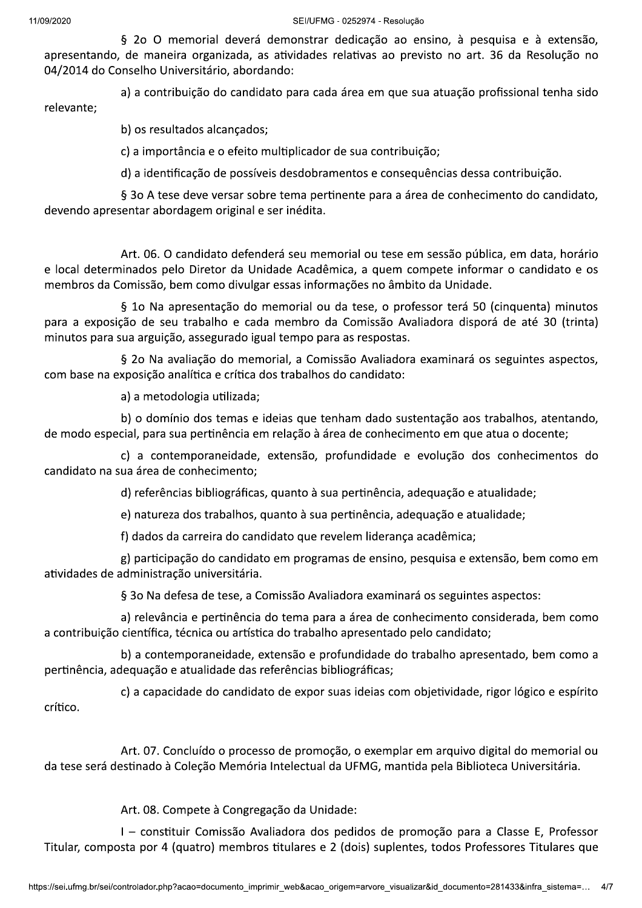§ 2o O memorial deverá demonstrar dedicação ao ensino, à pesquisa e à extensão, apresentando, de maneira organizada, as atividades relativas ao previsto no art. 36 da Resolução no 04/2014 do Conselho Universitário, abordando:

a) a contribuição do candidato para cada área em que sua atuação profissional tenha sido relevante;

b) os resultados alcançados;

c) a importância e o efeito multiplicador de sua contribuição;

d) a identificação de possíveis desdobramentos e consequências dessa contribuição.

§ 3o A tese deve versar sobre tema pertinente para a área de conhecimento do candidato, devendo apresentar abordagem original e ser inédita.

Art. 06. O candidato defenderá seu memorial ou tese em sessão pública, em data, horário e local determinados pelo Diretor da Unidade Acadêmica, a quem compete informar o candidato e os membros da Comissão, bem como divulgar essas informações no âmbito da Unidade.

§ 1o Na apresentação do memorial ou da tese, o professor terá 50 (cinquenta) minutos para a exposição de seu trabalho e cada membro da Comissão Avaliadora disporá de até 30 (trinta) minutos para sua arguição, assegurado igual tempo para as respostas.

§ 2o Na avaliação do memorial, a Comissão Avaliadora examinará os seguintes aspectos, com base na exposição analítica e crítica dos trabalhos do candidato:

a) a metodologia utilizada;

b) o domínio dos temas e ideias que tenham dado sustentação aos trabalhos, atentando, de modo especial, para sua pertinência em relação à área de conhecimento em que atua o docente;

c) a contemporaneidade, extensão, profundidade e evolução dos conhecimentos do candidato na sua área de conhecimento;

d) referências bibliográficas, quanto à sua pertinência, adequação e atualidade;

e) natureza dos trabalhos, quanto à sua pertinência, adequação e atualidade;

f) dados da carreira do candidato que revelem liderança acadêmica;

g) participação do candidato em programas de ensino, pesquisa e extensão, bem como em atividades de administração universitária.

§ 3o Na defesa de tese, a Comissão Avaliadora examinará os seguintes aspectos:

a) relevância e pertinência do tema para a área de conhecimento considerada, bem como a contribuição científica, técnica ou artística do trabalho apresentado pelo candidato;

b) a contemporaneidade, extensão e profundidade do trabalho apresentado, bem como a pertinência, adequação e atualidade das referências bibliográficas;

c) a capacidade do candidato de expor suas ideias com objetividade, rigor lógico e espírito crítico.

Art. 07. Concluído o processo de promoção, o exemplar em arquivo digital do memorial ou da tese será destinado à Coleção Memória Intelectual da UFMG, mantida pela Biblioteca Universitária.

Art. 08. Compete à Congregação da Unidade:

I – constituir Comissão Avaliadora dos pedidos de promoção para a Classe E, Professor Titular, composta por 4 (quatro) membros titulares e 2 (dois) suplentes, todos Professores Titulares que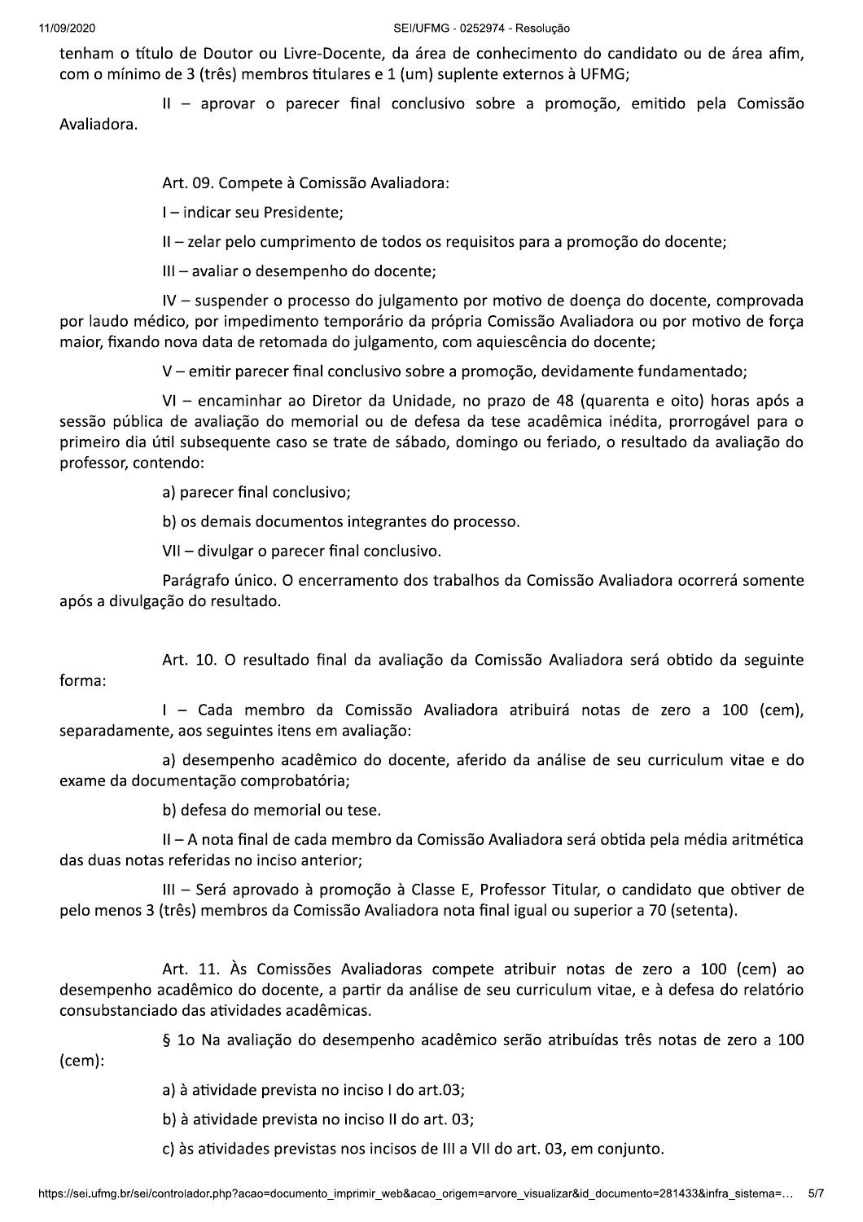tenham o título de Doutor ou Livre-Docente, da área de conhecimento do candidato ou de área afim, com o mínimo de 3 (três) membros titulares e 1 (um) suplente externos à UFMG;

II – aprovar o parecer final conclusivo sobre a promoção, emitido pela Comissão Avaliadora.

Art. 09. Compete à Comissão Avaliadora:

I – indicar seu Presidente;

II – zelar pelo cumprimento de todos os requisitos para a promoção do docente;

III – avaliar o desempenho do docente;

IV – suspender o processo do julgamento por motivo de doença do docente, comprovada por laudo médico, por impedimento temporário da própria Comissão Avaliadora ou por motivo de força maior, fixando nova data de retomada do julgamento, com aquiescência do docente;

V – emitir parecer final conclusivo sobre a promoção, devidamente fundamentado;

VI – encaminhar ao Diretor da Unidade, no prazo de 48 (quarenta e oito) horas após a sessão pública de avaliação do memorial ou de defesa da tese acadêmica inédita, prorrogável para o primeiro dia útil subsequente caso se trate de sábado, domingo ou feriado, o resultado da avaliação do professor, contendo:

a) parecer final conclusivo;

b) os demais documentos integrantes do processo.

VII – divulgar o parecer final conclusivo.

Parágrafo único. O encerramento dos trabalhos da Comissão Avaliadora ocorrerá somente após a divulgação do resultado.

Art. 10. O resultado final da avaliação da Comissão Avaliadora será obtido da seguinte forma:

I – Cada membro da Comissão Avaliadora atribuirá notas de zero a 100 (cem), separadamente, aos seguintes itens em avaliação:

a) desempenho acadêmico do docente, aferido da análise de seu curriculum vitae e do exame da documentação comprobatória;

b) defesa do memorial ou tese.

II – A nota final de cada membro da Comissão Avaliadora será obtida pela média aritmética das duas notas referidas no inciso anterior;

III – Será aprovado à promoção à Classe E, Professor Titular, o candidato que obtiver de pelo menos 3 (três) membros da Comissão Avaliadora nota final igual ou superior a 70 (setenta).

Art. 11. Às Comissões Avaliadoras compete atribuir notas de zero a 100 (cem) ao desempenho acadêmico do docente, a partir da análise de seu curriculum vitae, e à defesa do relatório consubstanciado das atividades acadêmicas.

§ 1o Na avaliação do desempenho acadêmico serão atribuídas três notas de zero a 100 (cem):

a) à atividade prevista no inciso I do art.03;

b) à atividade prevista no inciso II do art. 03;

c) às atividades previstas nos incisos de III a VII do art. 03, em conjunto.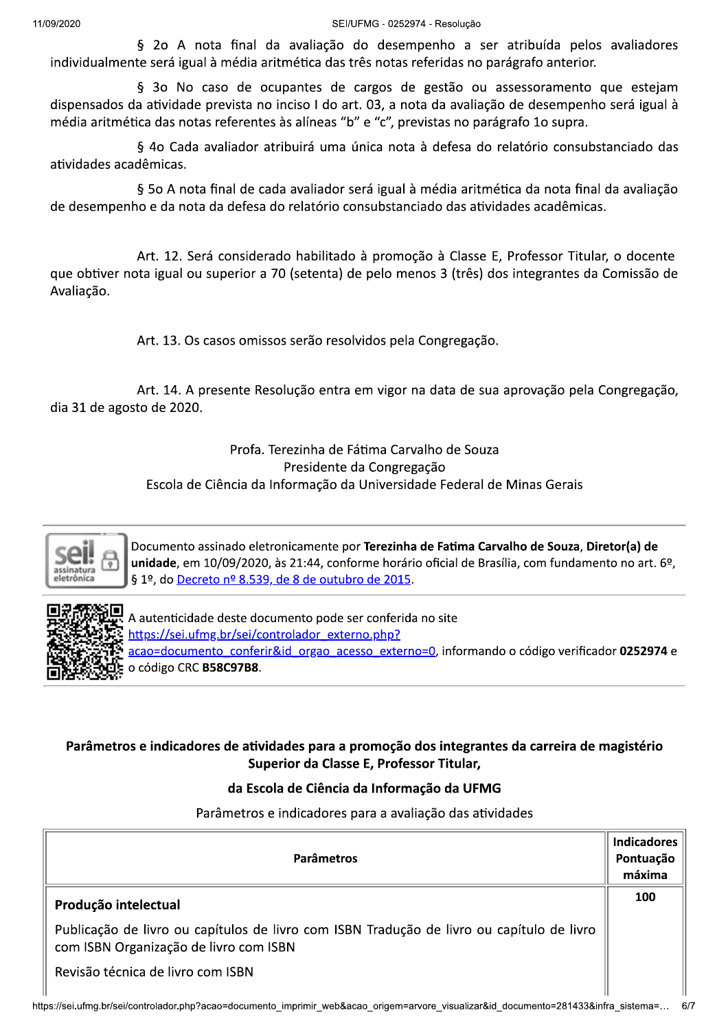§ 2o A nota final da avaliação do desempenho a ser atribuída pelos avaliadores individualmente será igual à média aritmética das três notas referidas no parágrafo anterior.

§ 3o No caso de ocupantes de cargos de gestão ou assessoramento que estejam dispensados da atividade prevista no inciso I do art. 03, a nota da avaliação de desempenho será igual à média aritmética das notas referentes às alíneas “b” e “c”, previstas no parágrafo 1o supra.

§ 4o Cada avaliador atribuirá uma única nota à defesa do relatório consubstanciado das atividades acadêmicas.

§ 5o A nota final de cada avaliador será igual à média aritmética da nota final da avaliação de desempenho e da nota da defesa do relatório consubstanciado das atividades acadêmicas.

Art. 12. Será considerado habilitado à promoção à Classe E, Professor Titular, o docente que obtiver nota igual ou superior a 70 (setenta) de pelo menos 3 (três) dos integrantes da Comissão de Avaliação.

Art. 13. Os casos omissos serão resolvidos pela Congregação.

Art. 14. A presente Resolução entra em vigor na data de sua aprovação pela Congregação, dia 31 de agosto de 2020.

Profa. Terezinha de Fátima Carvalho de Souza
Presidente da Congregação
Escola de Ciência da Informação da Universidade Federal de Minas Gerais

Documento assinado eletronicamente por **Terezinha de Fatima Carvalho de Souza**, **Diretor(a) de unidade**, em 10/09/2020, às 21:44, conforme horário oficial de Brasília, com fundamento no art. 6º, § 1º, do Decreto nº 8.539, de 8 de outubro de 2015.

A autenticidade deste documento pode ser conferida no site https://sei.ufmg.br/sei/controlador_externo.php?acao=documento_conferir&id_orgao_acesso_externo=0, informando o código verificador **0252974** e o código CRC **B58C97B8**.

**Parâmetros e indicadores de atividades para a promoção dos integrantes da carreira de magistério Superior da Classe E, Professor Titular,**

**da Escola de Ciência da Informação da UFMG**

Parâmetros e indicadores para a avaliação das atividades

| **Parâmetros** | **Indicadores Pontuação máxima** |
|---|---|
| **Produção intelectual**<br><br>Publicação de livro ou capítulos de livro com ISBN Tradução de livro ou capítulo de livro com ISBN Organização de livro com ISBN<br><br>Revisão técnica de livro com ISBN | **100** |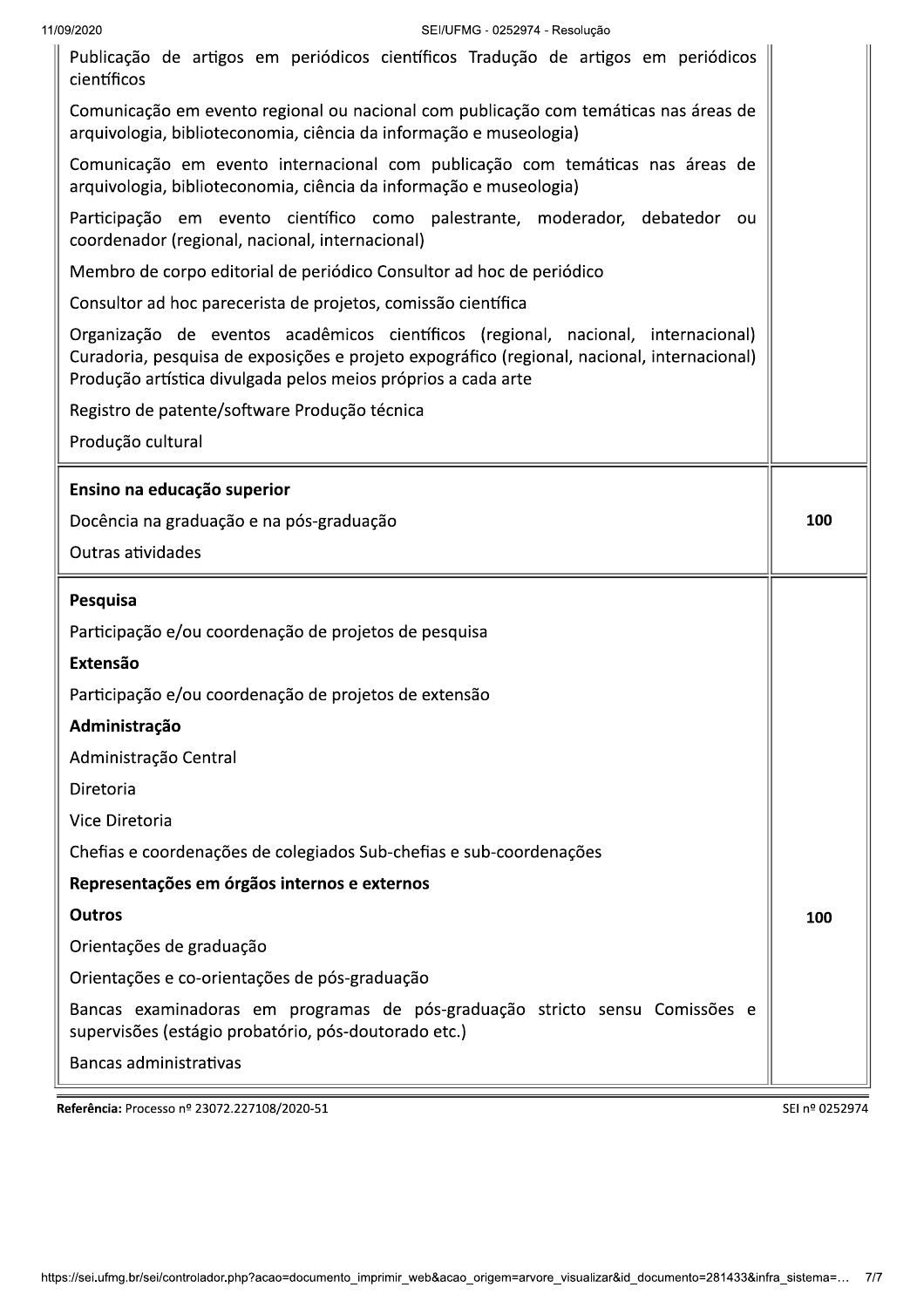| | |
|---|---|
| Publicação de artigos em periódicos científicos Tradução de artigos em periódicos científicos<br>Comunicação em evento regional ou nacional com publicação com temáticas nas áreas de arquivologia, biblioteconomia, ciência da informação e museologia)<br>Comunicação em evento internacional com publicação com temáticas nas áreas de arquivologia, biblioteconomia, ciência da informação e museologia)<br>Participação em evento científico como palestrante, moderador, debatedor ou coordenador (regional, nacional, internacional)<br>Membro de corpo editorial de periódico Consultor ad hoc de periódico<br>Consultor ad hoc parecerista de projetos, comissão científica<br>Organização de eventos acadêmicos científicos (regional, nacional, internacional) Curadoria, pesquisa de exposições e projeto expográfico (regional, nacional, internacional) Produção artística divulgada pelos meios próprios a cada arte<br>Registro de patente/software Produção técnica<br>Produção cultural | |
| **Ensino na educação superior**<br>Docência na graduação e na pós-graduação<br>Outras atividades | **100** |
| **Pesquisa**<br>Participação e/ou coordenação de projetos de pesquisa<br>**Extensão**<br>Participação e/ou coordenação de projetos de extensão<br>**Administração**<br>Administração Central<br>Diretoria<br>Vice Diretoria<br>Chefias e coordenações de colegiados Sub-chefias e sub-coordenações<br>**Representações em órgãos internos e externos**<br>**Outros**<br>Orientações de graduação<br>Orientações e co-orientações de pós-graduação<br>Bancas examinadoras em programas de pós-graduação stricto sensu Comissões e supervisões (estágio probatório, pós-doutorado etc.)<br>Bancas administrativas | **100** |

**Referência:** Processo nº 23072.227108/2020-51 SEI nº 0252974